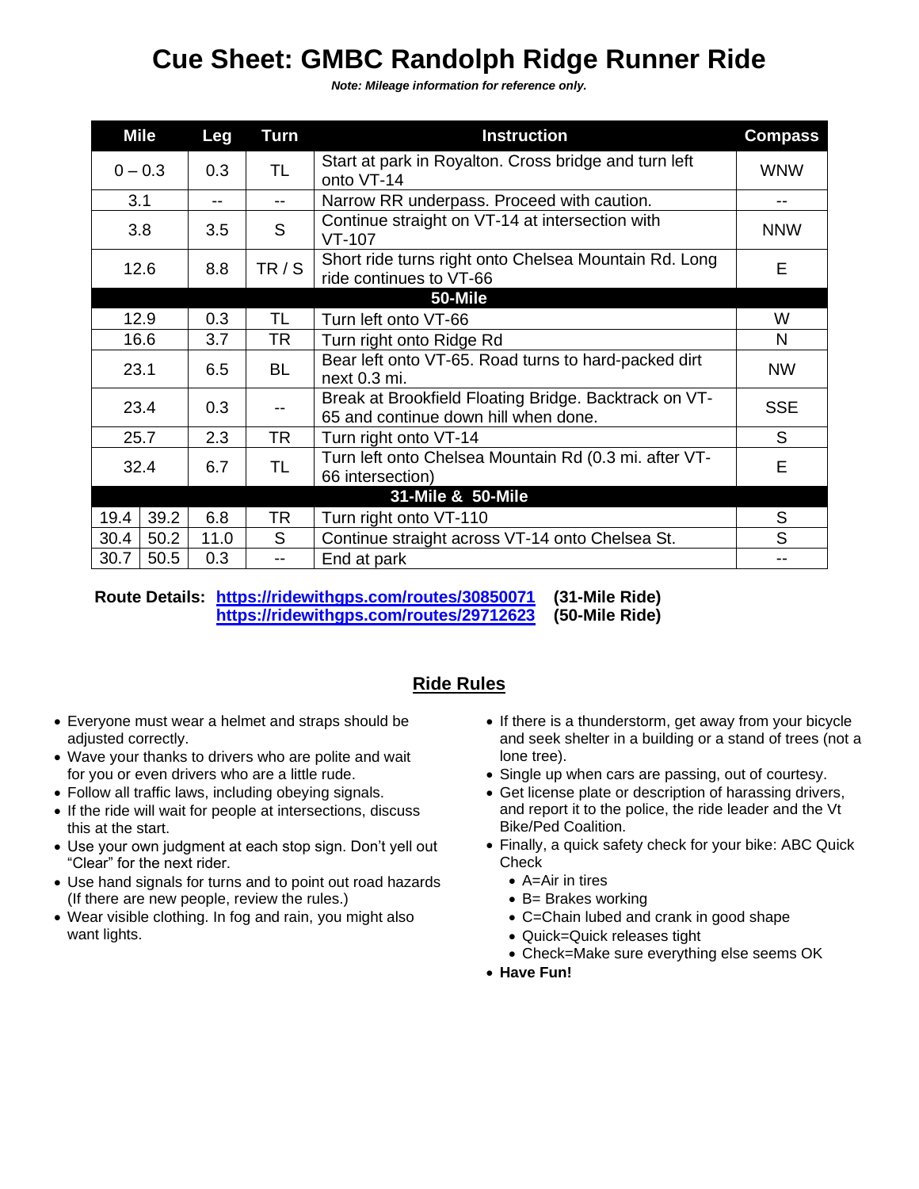# Cue Sheet: GMBC Randolph Ridge Runner Ride

***Note: Mileage information for reference only.***

| Mile | | Leg | Turn | Instruction | Compass |
|---|---|---|---|---|---|
| 0 – 0.3 | | 0.3 | TL | Start at park in Royalton. Cross bridge and turn left onto VT-14 | WNW |
| 3.1 | | -- | -- | Narrow RR underpass. Proceed with caution. | -- |
| 3.8 | | 3.5 | S | Continue straight on VT-14 at intersection with VT-107 | NNW |
| 12.6 | | 8.8 | TR / S | Short ride turns right onto Chelsea Mountain Rd. Long ride continues to VT-66 | E |
| **50-Mile** | | | | | |
| 12.9 | | 0.3 | TL | Turn left onto VT-66 | W |
| 16.6 | | 3.7 | TR | Turn right onto Ridge Rd | N |
| 23.1 | | 6.5 | BL | Bear left onto VT-65. Road turns to hard-packed dirt next 0.3 mi. | NW |
| 23.4 | | 0.3 | -- | Break at Brookfield Floating Bridge. Backtrack on VT-65 and continue down hill when done. | SSE |
| 25.7 | | 2.3 | TR | Turn right onto VT-14 | S |
| 32.4 | | 6.7 | TL | Turn left onto Chelsea Mountain Rd (0.3 mi. after VT-66 intersection) | E |
| **31-Mile & 50-Mile** | | | | | |
| 19.4 | 39.2 | 6.8 | TR | Turn right onto VT-110 | S |
| 30.4 | 50.2 | 11.0 | S | Continue straight across VT-14 onto Chelsea St. | S |
| 30.7 | 50.5 | 0.3 | -- | End at park | -- |

**Route Details:** **https://ridewithgps.com/routes/30850071** **(31-Mile Ride)**
**https://ridewithgps.com/routes/29712623** **(50-Mile Ride)**

## Ride Rules

- Everyone must wear a helmet and straps should be adjusted correctly.
- Wave your thanks to drivers who are polite and wait for you or even drivers who are a little rude.
- Follow all traffic laws, including obeying signals.
- If the ride will wait for people at intersections, discuss this at the start.
- Use your own judgment at each stop sign. Don't yell out "Clear" for the next rider.
- Use hand signals for turns and to point out road hazards (If there are new people, review the rules.)
- Wear visible clothing. In fog and rain, you might also want lights.
- If there is a thunderstorm, get away from your bicycle and seek shelter in a building or a stand of trees (not a lone tree).
- Single up when cars are passing, out of courtesy.
- Get license plate or description of harassing drivers, and report it to the police, the ride leader and the Vt Bike/Ped Coalition.
- Finally, a quick safety check for your bike: ABC Quick Check
  - A=Air in tires
  - B= Brakes working
  - C=Chain lubed and crank in good shape
  - Quick=Quick releases tight
  - Check=Make sure everything else seems OK
- **Have Fun!**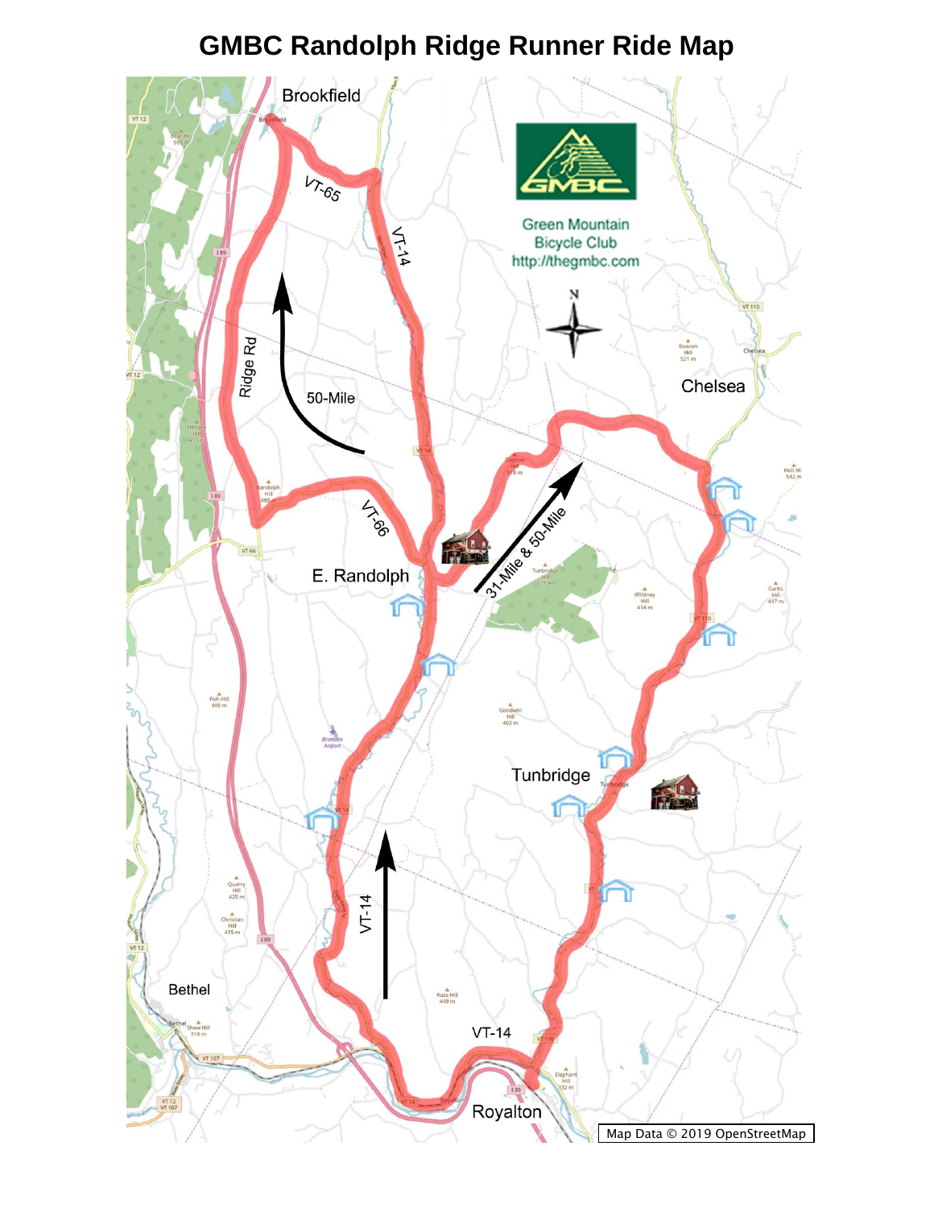# GMBC Randolph Ridge Runner Ride Map

Brookfield

VT-65

VT-14

Green Mountain Bicycle Club
http://thegmbc.com

Ridge Rd

50-Mile

Chelsea

VT-66

E. Randolph

31-Mile & 50-Mile

Tunbridge

VT-14

Bethel

VT-14

Royalton

Map Data © 2019 OpenStreetMap